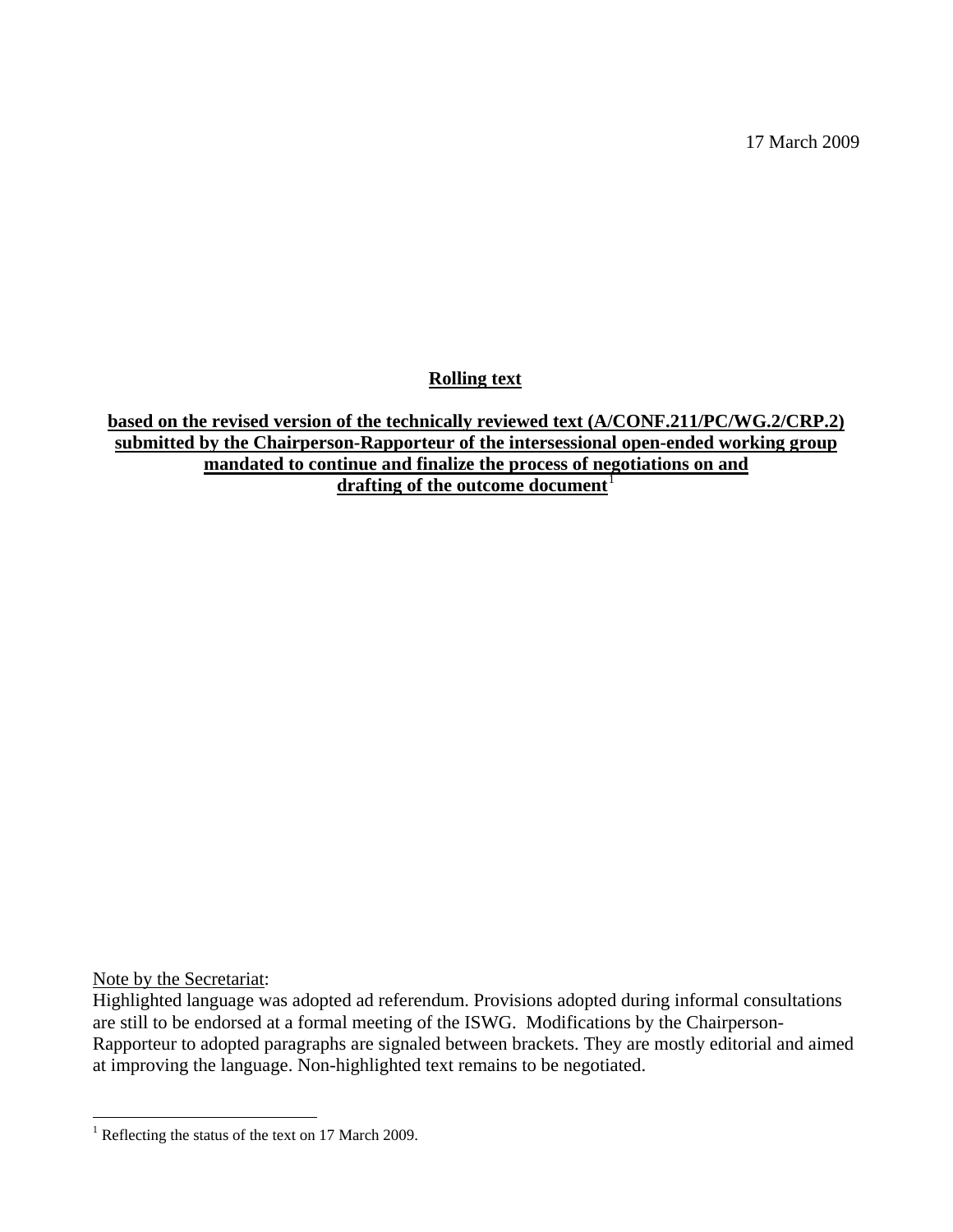17 March 2009

# Rolling text

**based on the revised version of the technically reviewed text (A/CONF.211/PC/WG.2/CRP.2) submitted by the Chairperson-Rapporteur of the intersessional open-ended working group mandated to continue and finalize the process of negotiations on and drafting of the outcome document**[1]

Note by the Secretariat:
Highlighted language was adopted ad referendum. Provisions adopted during informal consultations are still to be endorsed at a formal meeting of the ISWG. Modifications by the Chairperson-Rapporteur to adopted paragraphs are signaled between brackets. They are mostly editorial and aimed at improving the language. Non-highlighted text remains to be negotiated.

[1] Reflecting the status of the text on 17 March 2009.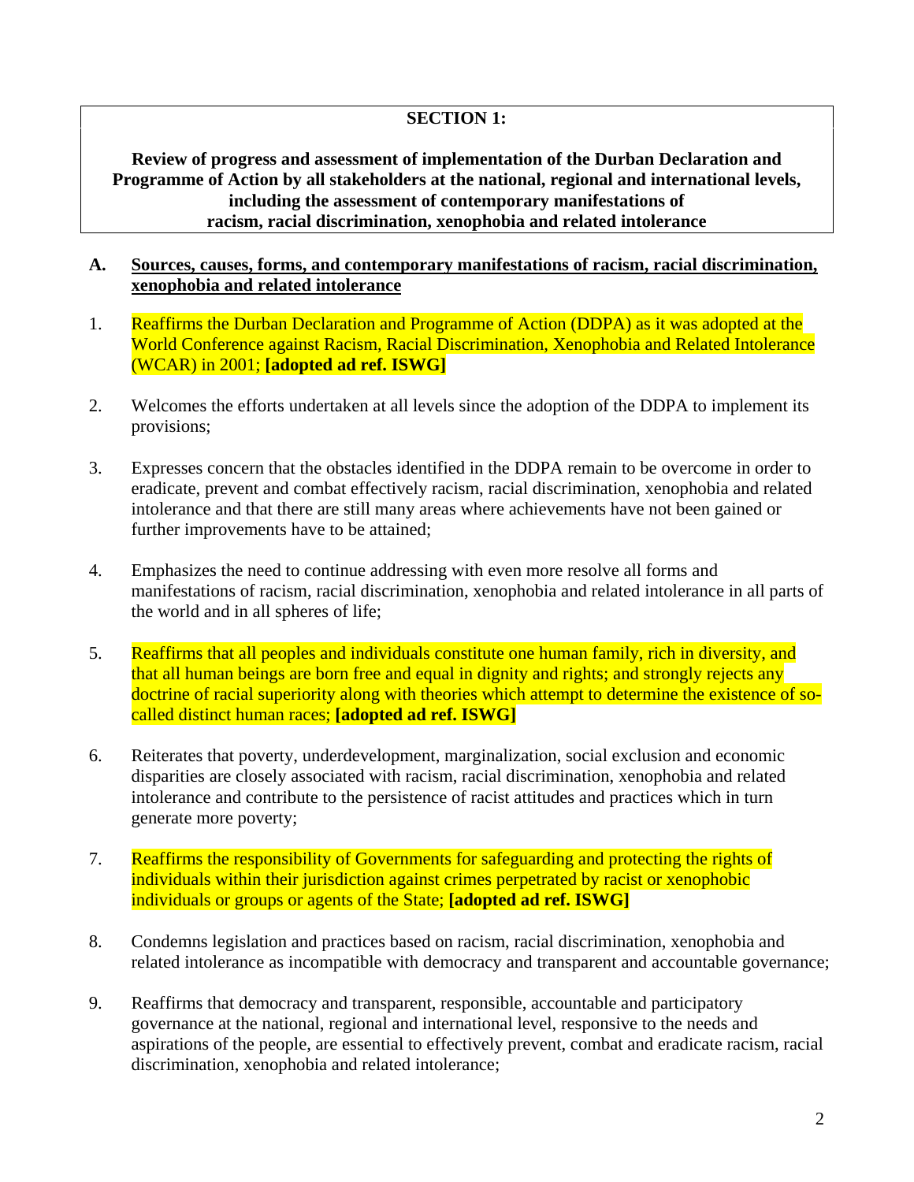**SECTION 1:**

**Review of progress and assessment of implementation of the Durban Declaration and Programme of Action by all stakeholders at the national, regional and international levels, including the assessment of contemporary manifestations of racism, racial discrimination, xenophobia and related intolerance**

**A. Sources, causes, forms, and contemporary manifestations of racism, racial discrimination, xenophobia and related intolerance**

1. Reaffirms the Durban Declaration and Programme of Action (DDPA) as it was adopted at the World Conference against Racism, Racial Discrimination, Xenophobia and Related Intolerance (WCAR) in 2001; **[adopted ad ref. ISWG]**

2. Welcomes the efforts undertaken at all levels since the adoption of the DDPA to implement its provisions;

3. Expresses concern that the obstacles identified in the DDPA remain to be overcome in order to eradicate, prevent and combat effectively racism, racial discrimination, xenophobia and related intolerance and that there are still many areas where achievements have not been gained or further improvements have to be attained;

4. Emphasizes the need to continue addressing with even more resolve all forms and manifestations of racism, racial discrimination, xenophobia and related intolerance in all parts of the world and in all spheres of life;

5. Reaffirms that all peoples and individuals constitute one human family, rich in diversity, and that all human beings are born free and equal in dignity and rights; and strongly rejects any doctrine of racial superiority along with theories which attempt to determine the existence of so-called distinct human races; **[adopted ad ref. ISWG]**

6. Reiterates that poverty, underdevelopment, marginalization, social exclusion and economic disparities are closely associated with racism, racial discrimination, xenophobia and related intolerance and contribute to the persistence of racist attitudes and practices which in turn generate more poverty;

7. Reaffirms the responsibility of Governments for safeguarding and protecting the rights of individuals within their jurisdiction against crimes perpetrated by racist or xenophobic individuals or groups or agents of the State; **[adopted ad ref. ISWG]**

8. Condemns legislation and practices based on racism, racial discrimination, xenophobia and related intolerance as incompatible with democracy and transparent and accountable governance;

9. Reaffirms that democracy and transparent, responsible, accountable and participatory governance at the national, regional and international level, responsive to the needs and aspirations of the people, are essential to effectively prevent, combat and eradicate racism, racial discrimination, xenophobia and related intolerance;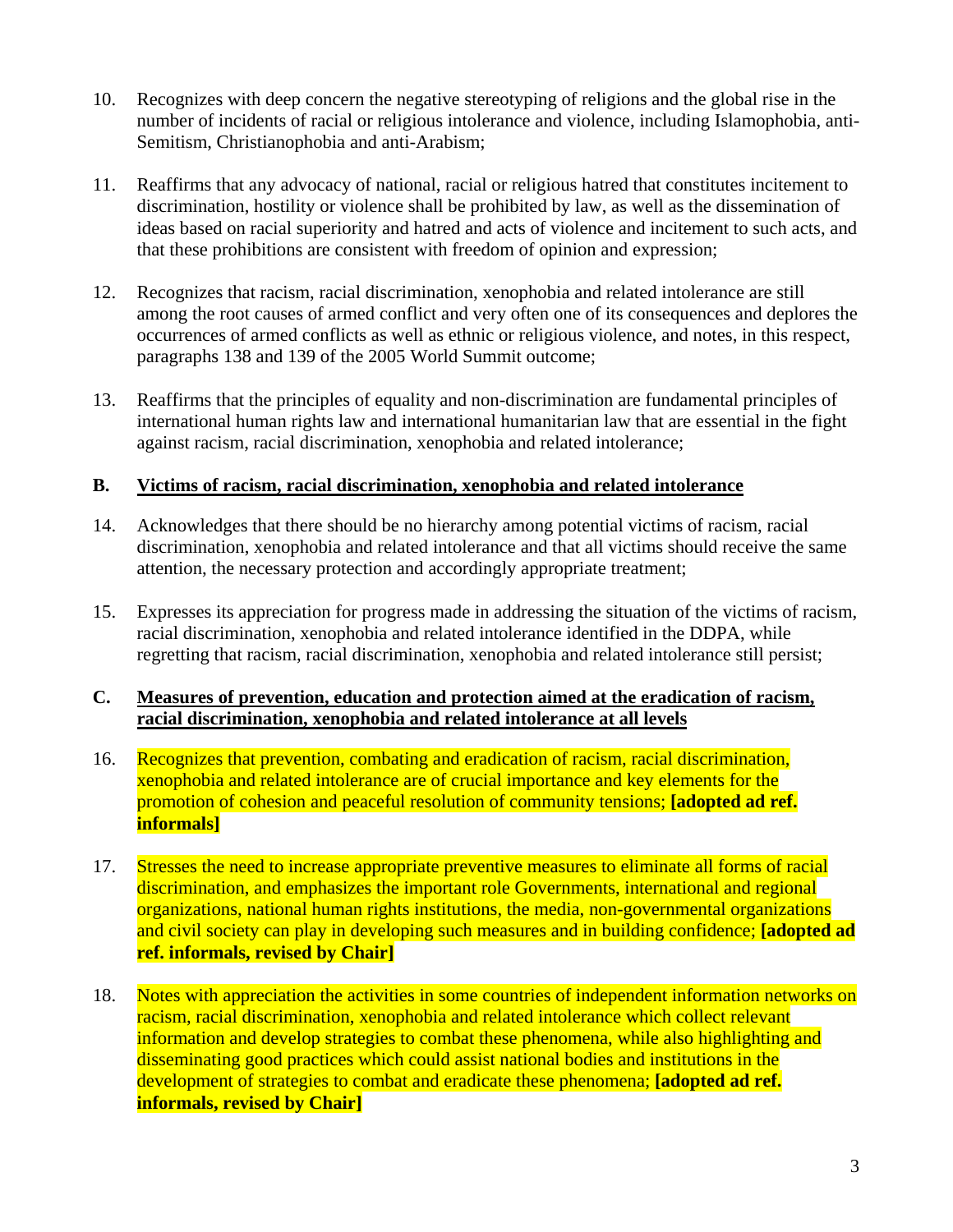10. Recognizes with deep concern the negative stereotyping of religions and the global rise in the number of incidents of racial or religious intolerance and violence, including Islamophobia, anti-Semitism, Christianophobia and anti-Arabism;

11. Reaffirms that any advocacy of national, racial or religious hatred that constitutes incitement to discrimination, hostility or violence shall be prohibited by law, as well as the dissemination of ideas based on racial superiority and hatred and acts of violence and incitement to such acts, and that these prohibitions are consistent with freedom of opinion and expression;

12. Recognizes that racism, racial discrimination, xenophobia and related intolerance are still among the root causes of armed conflict and very often one of its consequences and deplores the occurrences of armed conflicts as well as ethnic or religious violence, and notes, in this respect, paragraphs 138 and 139 of the 2005 World Summit outcome;

13. Reaffirms that the principles of equality and non-discrimination are fundamental principles of international human rights law and international humanitarian law that are essential in the fight against racism, racial discrimination, xenophobia and related intolerance;

## B. Victims of racism, racial discrimination, xenophobia and related intolerance

14. Acknowledges that there should be no hierarchy among potential victims of racism, racial discrimination, xenophobia and related intolerance and that all victims should receive the same attention, the necessary protection and accordingly appropriate treatment;

15. Expresses its appreciation for progress made in addressing the situation of the victims of racism, racial discrimination, xenophobia and related intolerance identified in the DDPA, while regretting that racism, racial discrimination, xenophobia and related intolerance still persist;

## C. Measures of prevention, education and protection aimed at the eradication of racism, racial discrimination, xenophobia and related intolerance at all levels

16. Recognizes that prevention, combating and eradication of racism, racial discrimination, xenophobia and related intolerance are of crucial importance and key elements for the promotion of cohesion and peaceful resolution of community tensions; **[adopted ad ref. informals]**

17. Stresses the need to increase appropriate preventive measures to eliminate all forms of racial discrimination, and emphasizes the important role Governments, international and regional organizations, national human rights institutions, the media, non-governmental organizations and civil society can play in developing such measures and in building confidence; **[adopted ad ref. informals, revised by Chair]**

18. Notes with appreciation the activities in some countries of independent information networks on racism, racial discrimination, xenophobia and related intolerance which collect relevant information and develop strategies to combat these phenomena, while also highlighting and disseminating good practices which could assist national bodies and institutions in the development of strategies to combat and eradicate these phenomena; **[adopted ad ref. informals, revised by Chair]**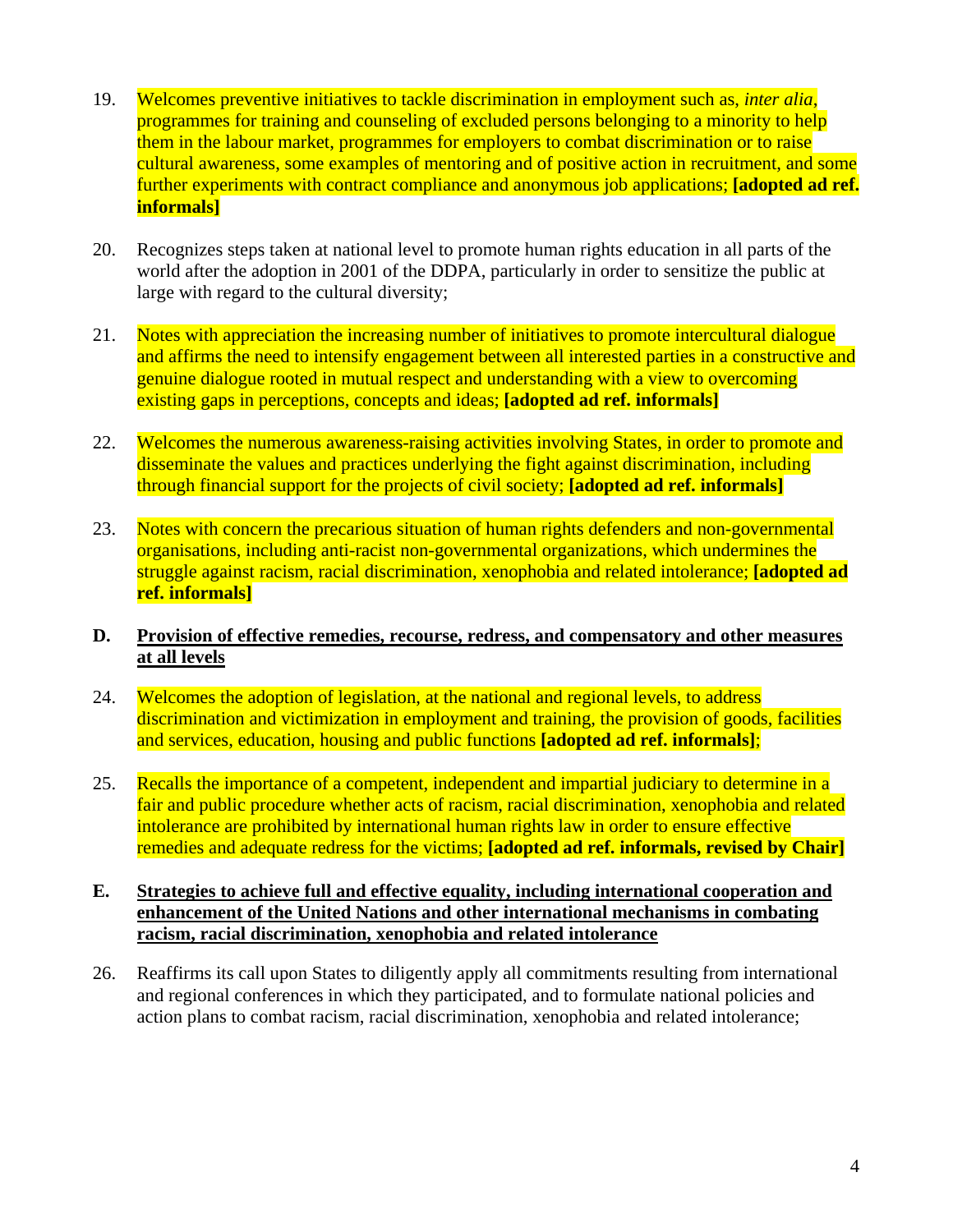19. Welcomes preventive initiatives to tackle discrimination in employment such as, *inter alia*, programmes for training and counseling of excluded persons belonging to a minority to help them in the labour market, programmes for employers to combat discrimination or to raise cultural awareness, some examples of mentoring and of positive action in recruitment, and some further experiments with contract compliance and anonymous job applications; **[adopted ad ref. informals]**

20. Recognizes steps taken at national level to promote human rights education in all parts of the world after the adoption in 2001 of the DDPA, particularly in order to sensitize the public at large with regard to the cultural diversity;

21. Notes with appreciation the increasing number of initiatives to promote intercultural dialogue and affirms the need to intensify engagement between all interested parties in a constructive and genuine dialogue rooted in mutual respect and understanding with a view to overcoming existing gaps in perceptions, concepts and ideas; **[adopted ad ref. informals]**

22. Welcomes the numerous awareness-raising activities involving States, in order to promote and disseminate the values and practices underlying the fight against discrimination, including through financial support for the projects of civil society; **[adopted ad ref. informals]**

23. Notes with concern the precarious situation of human rights defenders and non-governmental organisations, including anti-racist non-governmental organizations, which undermines the struggle against racism, racial discrimination, xenophobia and related intolerance; **[adopted ad ref. informals]**

## D. Provision of effective remedies, recourse, redress, and compensatory and other measures at all levels

24. Welcomes the adoption of legislation, at the national and regional levels, to address discrimination and victimization in employment and training, the provision of goods, facilities and services, education, housing and public functions **[adopted ad ref. informals]**;

25. Recalls the importance of a competent, independent and impartial judiciary to determine in a fair and public procedure whether acts of racism, racial discrimination, xenophobia and related intolerance are prohibited by international human rights law in order to ensure effective remedies and adequate redress for the victims; **[adopted ad ref. informals, revised by Chair]**

## E. Strategies to achieve full and effective equality, including international cooperation and enhancement of the United Nations and other international mechanisms in combating racism, racial discrimination, xenophobia and related intolerance

26. Reaffirms its call upon States to diligently apply all commitments resulting from international and regional conferences in which they participated, and to formulate national policies and action plans to combat racism, racial discrimination, xenophobia and related intolerance;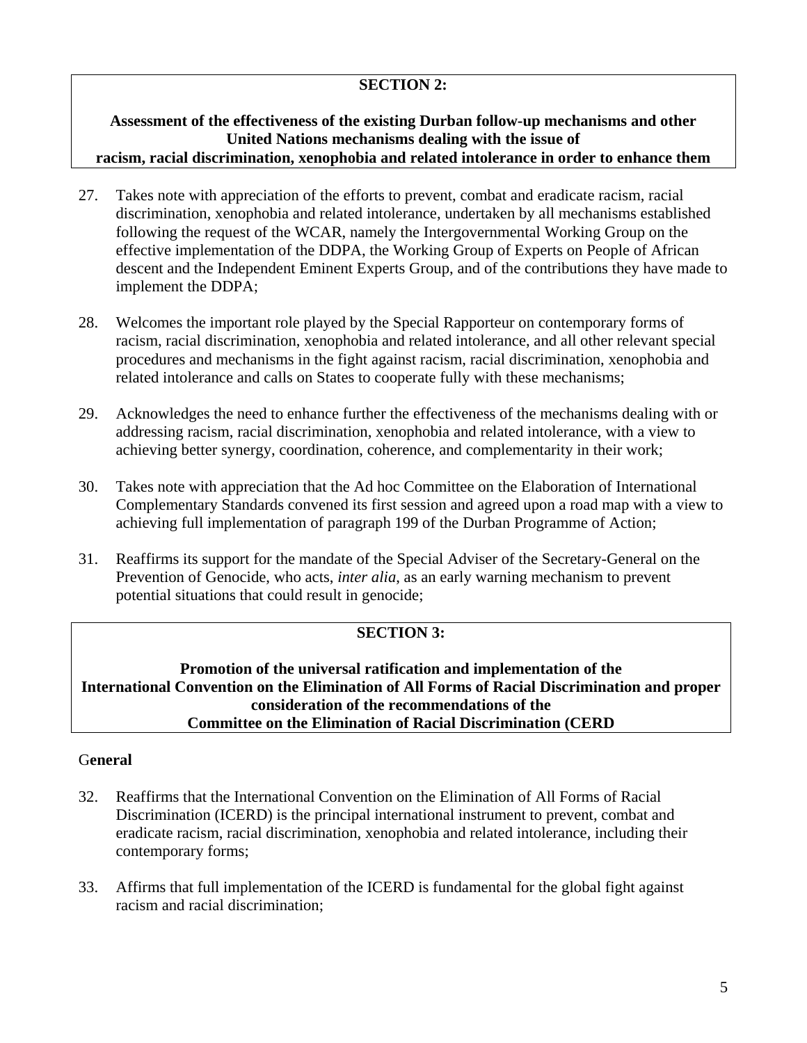## SECTION 2:

**Assessment of the effectiveness of the existing Durban follow-up mechanisms and other United Nations mechanisms dealing with the issue of racism, racial discrimination, xenophobia and related intolerance in order to enhance them**

27. Takes note with appreciation of the efforts to prevent, combat and eradicate racism, racial discrimination, xenophobia and related intolerance, undertaken by all mechanisms established following the request of the WCAR, namely the Intergovernmental Working Group on the effective implementation of the DDPA, the Working Group of Experts on People of African descent and the Independent Eminent Experts Group, and of the contributions they have made to implement the DDPA;

28. Welcomes the important role played by the Special Rapporteur on contemporary forms of racism, racial discrimination, xenophobia and related intolerance, and all other relevant special procedures and mechanisms in the fight against racism, racial discrimination, xenophobia and related intolerance and calls on States to cooperate fully with these mechanisms;

29. Acknowledges the need to enhance further the effectiveness of the mechanisms dealing with or addressing racism, racial discrimination, xenophobia and related intolerance, with a view to achieving better synergy, coordination, coherence, and complementarity in their work;

30. Takes note with appreciation that the Ad hoc Committee on the Elaboration of International Complementary Standards convened its first session and agreed upon a road map with a view to achieving full implementation of paragraph 199 of the Durban Programme of Action;

31. Reaffirms its support for the mandate of the Special Adviser of the Secretary-General on the Prevention of Genocide, who acts, *inter alia*, as an early warning mechanism to prevent potential situations that could result in genocide;

## SECTION 3:

**Promotion of the universal ratification and implementation of the International Convention on the Elimination of All Forms of Racial Discrimination and proper consideration of the recommendations of the Committee on the Elimination of Racial Discrimination (CERD**

### G**eneral**

32. Reaffirms that the International Convention on the Elimination of All Forms of Racial Discrimination (ICERD) is the principal international instrument to prevent, combat and eradicate racism, racial discrimination, xenophobia and related intolerance, including their contemporary forms;

33. Affirms that full implementation of the ICERD is fundamental for the global fight against racism and racial discrimination;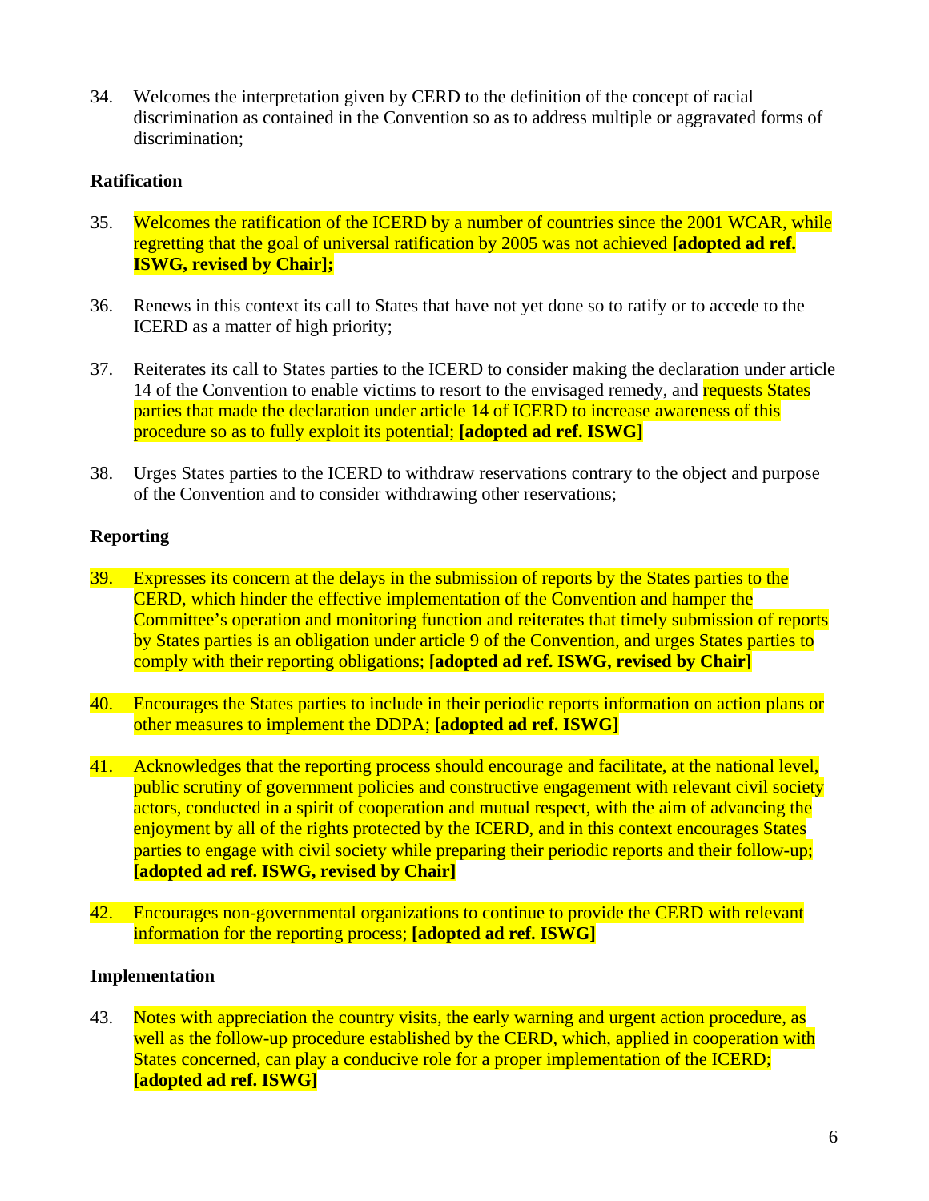34. Welcomes the interpretation given by CERD to the definition of the concept of racial discrimination as contained in the Convention so as to address multiple or aggravated forms of discrimination;

**Ratification**

35. Welcomes the ratification of the ICERD by a number of countries since the 2001 WCAR, while regretting that the goal of universal ratification by 2005 was not achieved **[adopted ad ref. ISWG, revised by Chair];**

36. Renews in this context its call to States that have not yet done so to ratify or to accede to the ICERD as a matter of high priority;

37. Reiterates its call to States parties to the ICERD to consider making the declaration under article 14 of the Convention to enable victims to resort to the envisaged remedy, and requests States parties that made the declaration under article 14 of ICERD to increase awareness of this procedure so as to fully exploit its potential; **[adopted ad ref. ISWG]**

38. Urges States parties to the ICERD to withdraw reservations contrary to the object and purpose of the Convention and to consider withdrawing other reservations;

**Reporting**

39. Expresses its concern at the delays in the submission of reports by the States parties to the CERD, which hinder the effective implementation of the Convention and hamper the Committee's operation and monitoring function and reiterates that timely submission of reports by States parties is an obligation under article 9 of the Convention, and urges States parties to comply with their reporting obligations; **[adopted ad ref. ISWG, revised by Chair]**

40. Encourages the States parties to include in their periodic reports information on action plans or other measures to implement the DDPA; **[adopted ad ref. ISWG]**

41. Acknowledges that the reporting process should encourage and facilitate, at the national level, public scrutiny of government policies and constructive engagement with relevant civil society actors, conducted in a spirit of cooperation and mutual respect, with the aim of advancing the enjoyment by all of the rights protected by the ICERD, and in this context encourages States parties to engage with civil society while preparing their periodic reports and their follow-up; **[adopted ad ref. ISWG, revised by Chair]**

42. Encourages non-governmental organizations to continue to provide the CERD with relevant information for the reporting process; **[adopted ad ref. ISWG]**

**Implementation**

43. Notes with appreciation the country visits, the early warning and urgent action procedure, as well as the follow-up procedure established by the CERD, which, applied in cooperation with States concerned, can play a conducive role for a proper implementation of the ICERD; **[adopted ad ref. ISWG]**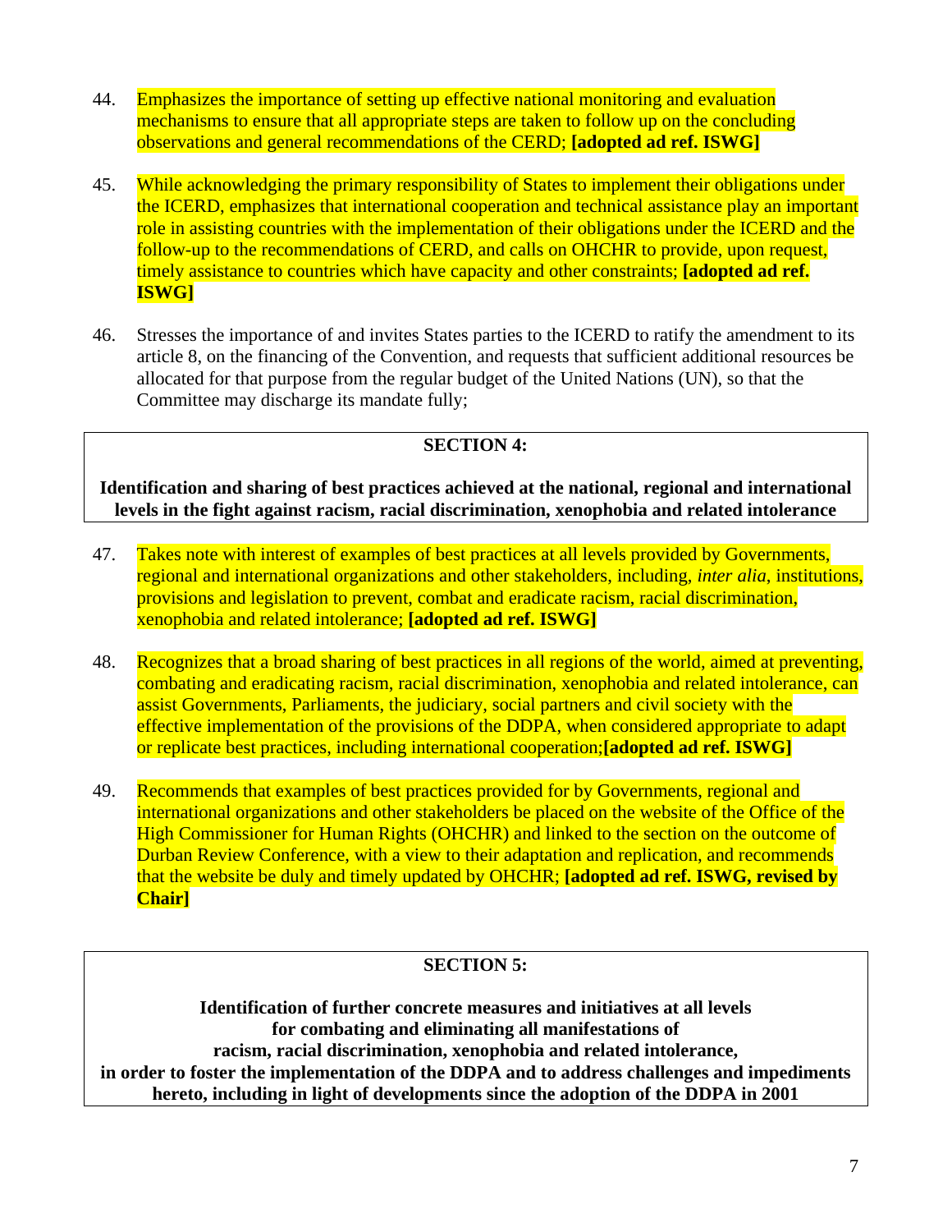44. Emphasizes the importance of setting up effective national monitoring and evaluation mechanisms to ensure that all appropriate steps are taken to follow up on the concluding observations and general recommendations of the CERD; **[adopted ad ref. ISWG]**

45. While acknowledging the primary responsibility of States to implement their obligations under the ICERD, emphasizes that international cooperation and technical assistance play an important role in assisting countries with the implementation of their obligations under the ICERD and the follow-up to the recommendations of CERD, and calls on OHCHR to provide, upon request, timely assistance to countries which have capacity and other constraints; **[adopted ad ref. ISWG]**

46. Stresses the importance of and invites States parties to the ICERD to ratify the amendment to its article 8, on the financing of the Convention, and requests that sufficient additional resources be allocated for that purpose from the regular budget of the United Nations (UN), so that the Committee may discharge its mandate fully;

**SECTION 4:**

**Identification and sharing of best practices achieved at the national, regional and international levels in the fight against racism, racial discrimination, xenophobia and related intolerance**

47. Takes note with interest of examples of best practices at all levels provided by Governments, regional and international organizations and other stakeholders, including, *inter alia*, institutions, provisions and legislation to prevent, combat and eradicate racism, racial discrimination, xenophobia and related intolerance; **[adopted ad ref. ISWG]**

48. Recognizes that a broad sharing of best practices in all regions of the world, aimed at preventing, combating and eradicating racism, racial discrimination, xenophobia and related intolerance, can assist Governments, Parliaments, the judiciary, social partners and civil society with the effective implementation of the provisions of the DDPA, when considered appropriate to adapt or replicate best practices, including international cooperation;**[adopted ad ref. ISWG]**

49. Recommends that examples of best practices provided for by Governments, regional and international organizations and other stakeholders be placed on the website of the Office of the High Commissioner for Human Rights (OHCHR) and linked to the section on the outcome of Durban Review Conference, with a view to their adaptation and replication, and recommends that the website be duly and timely updated by OHCHR; **[adopted ad ref. ISWG, revised by Chair]**

**SECTION 5:**

**Identification of further concrete measures and initiatives at all levels for combating and eliminating all manifestations of racism, racial discrimination, xenophobia and related intolerance, in order to foster the implementation of the DDPA and to address challenges and impediments hereto, including in light of developments since the adoption of the DDPA in 2001**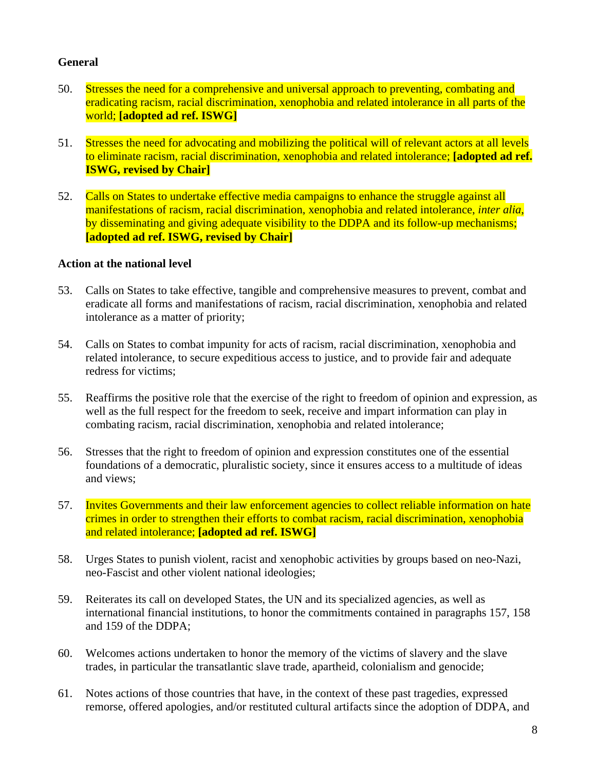**General**

50. Stresses the need for a comprehensive and universal approach to preventing, combating and eradicating racism, racial discrimination, xenophobia and related intolerance in all parts of the world; **[adopted ad ref. ISWG]**

51. Stresses the need for advocating and mobilizing the political will of relevant actors at all levels to eliminate racism, racial discrimination, xenophobia and related intolerance; **[adopted ad ref. ISWG, revised by Chair]**

52. Calls on States to undertake effective media campaigns to enhance the struggle against all manifestations of racism, racial discrimination, xenophobia and related intolerance, *inter alia*, by disseminating and giving adequate visibility to the DDPA and its follow-up mechanisms; **[adopted ad ref. ISWG, revised by Chair]**

**Action at the national level**

53. Calls on States to take effective, tangible and comprehensive measures to prevent, combat and eradicate all forms and manifestations of racism, racial discrimination, xenophobia and related intolerance as a matter of priority;

54. Calls on States to combat impunity for acts of racism, racial discrimination, xenophobia and related intolerance, to secure expeditious access to justice, and to provide fair and adequate redress for victims;

55. Reaffirms the positive role that the exercise of the right to freedom of opinion and expression, as well as the full respect for the freedom to seek, receive and impart information can play in combating racism, racial discrimination, xenophobia and related intolerance;

56. Stresses that the right to freedom of opinion and expression constitutes one of the essential foundations of a democratic, pluralistic society, since it ensures access to a multitude of ideas and views;

57. Invites Governments and their law enforcement agencies to collect reliable information on hate crimes in order to strengthen their efforts to combat racism, racial discrimination, xenophobia and related intolerance; **[adopted ad ref. ISWG]**

58. Urges States to punish violent, racist and xenophobic activities by groups based on neo-Nazi, neo-Fascist and other violent national ideologies;

59. Reiterates its call on developed States, the UN and its specialized agencies, as well as international financial institutions, to honor the commitments contained in paragraphs 157, 158 and 159 of the DDPA;

60. Welcomes actions undertaken to honor the memory of the victims of slavery and the slave trades, in particular the transatlantic slave trade, apartheid, colonialism and genocide;

61. Notes actions of those countries that have, in the context of these past tragedies, expressed remorse, offered apologies, and/or restituted cultural artifacts since the adoption of DDPA, and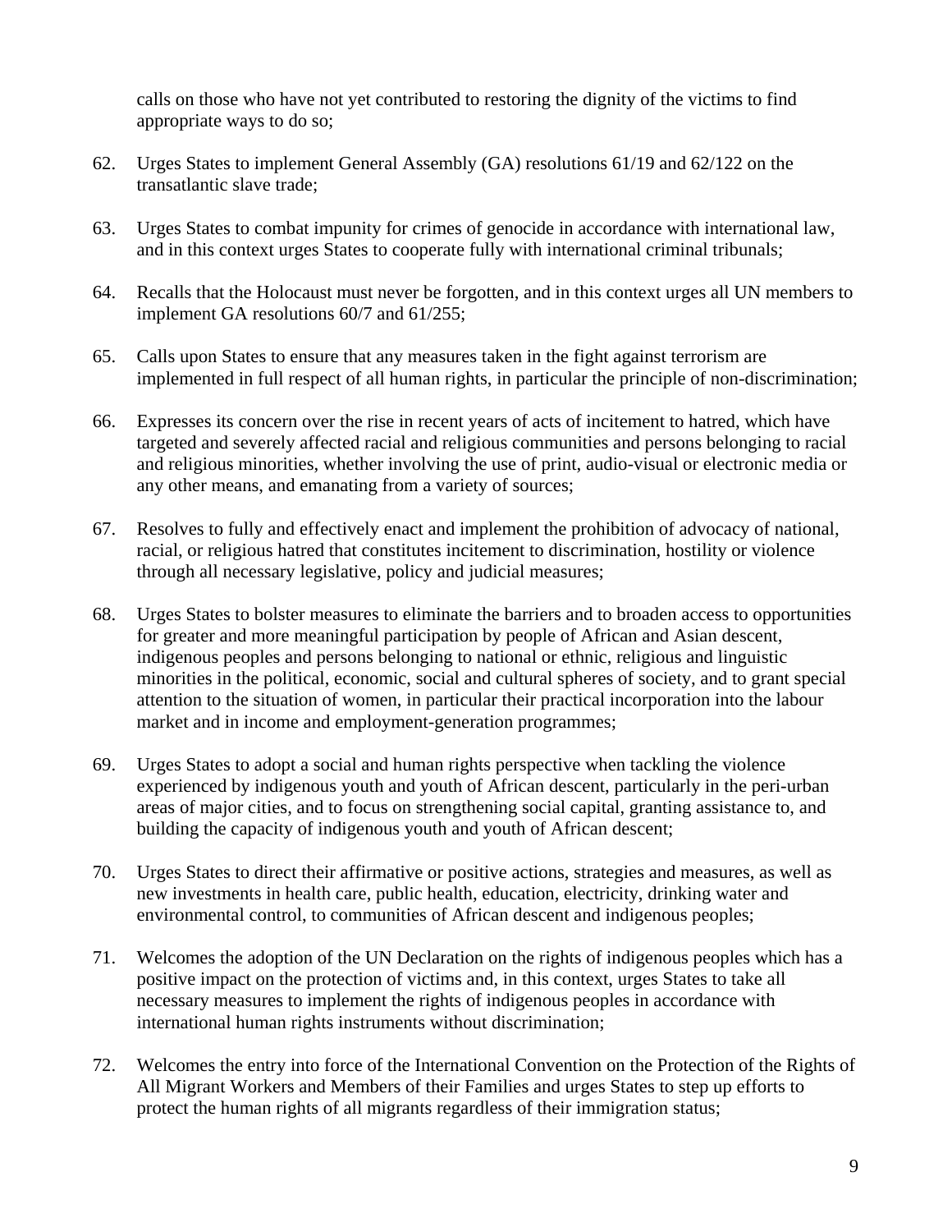calls on those who have not yet contributed to restoring the dignity of the victims to find appropriate ways to do so;

62. Urges States to implement General Assembly (GA) resolutions 61/19 and 62/122 on the transatlantic slave trade;

63. Urges States to combat impunity for crimes of genocide in accordance with international law, and in this context urges States to cooperate fully with international criminal tribunals;

64. Recalls that the Holocaust must never be forgotten, and in this context urges all UN members to implement GA resolutions 60/7 and 61/255;

65. Calls upon States to ensure that any measures taken in the fight against terrorism are implemented in full respect of all human rights, in particular the principle of non-discrimination;

66. Expresses its concern over the rise in recent years of acts of incitement to hatred, which have targeted and severely affected racial and religious communities and persons belonging to racial and religious minorities, whether involving the use of print, audio-visual or electronic media or any other means, and emanating from a variety of sources;

67. Resolves to fully and effectively enact and implement the prohibition of advocacy of national, racial, or religious hatred that constitutes incitement to discrimination, hostility or violence through all necessary legislative, policy and judicial measures;

68. Urges States to bolster measures to eliminate the barriers and to broaden access to opportunities for greater and more meaningful participation by people of African and Asian descent, indigenous peoples and persons belonging to national or ethnic, religious and linguistic minorities in the political, economic, social and cultural spheres of society, and to grant special attention to the situation of women, in particular their practical incorporation into the labour market and in income and employment-generation programmes;

69. Urges States to adopt a social and human rights perspective when tackling the violence experienced by indigenous youth and youth of African descent, particularly in the peri-urban areas of major cities, and to focus on strengthening social capital, granting assistance to, and building the capacity of indigenous youth and youth of African descent;

70. Urges States to direct their affirmative or positive actions, strategies and measures, as well as new investments in health care, public health, education, electricity, drinking water and environmental control, to communities of African descent and indigenous peoples;

71. Welcomes the adoption of the UN Declaration on the rights of indigenous peoples which has a positive impact on the protection of victims and, in this context, urges States to take all necessary measures to implement the rights of indigenous peoples in accordance with international human rights instruments without discrimination;

72. Welcomes the entry into force of the International Convention on the Protection of the Rights of All Migrant Workers and Members of their Families and urges States to step up efforts to protect the human rights of all migrants regardless of their immigration status;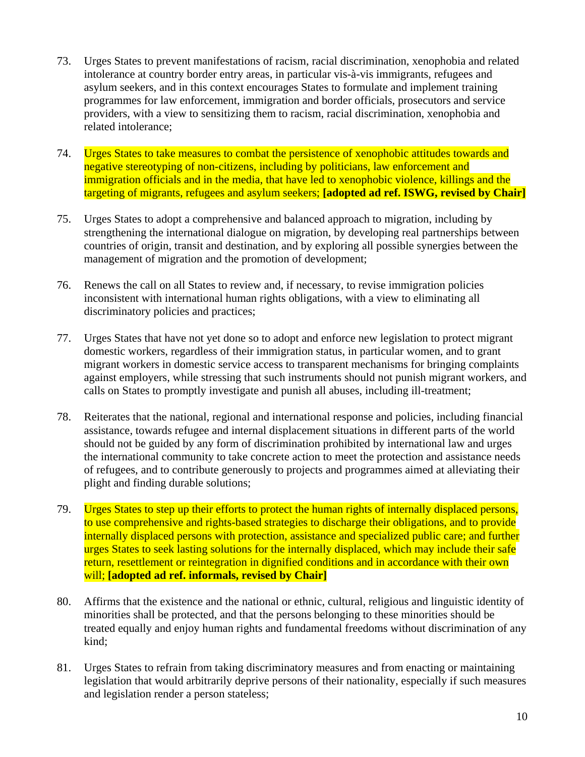73. Urges States to prevent manifestations of racism, racial discrimination, xenophobia and related intolerance at country border entry areas, in particular vis-à-vis immigrants, refugees and asylum seekers, and in this context encourages States to formulate and implement training programmes for law enforcement, immigration and border officials, prosecutors and service providers, with a view to sensitizing them to racism, racial discrimination, xenophobia and related intolerance;

74. Urges States to take measures to combat the persistence of xenophobic attitudes towards and negative stereotyping of non-citizens, including by politicians, law enforcement and immigration officials and in the media, that have led to xenophobic violence, killings and the targeting of migrants, refugees and asylum seekers; **[adopted ad ref. ISWG, revised by Chair]**

75. Urges States to adopt a comprehensive and balanced approach to migration, including by strengthening the international dialogue on migration, by developing real partnerships between countries of origin, transit and destination, and by exploring all possible synergies between the management of migration and the promotion of development;

76. Renews the call on all States to review and, if necessary, to revise immigration policies inconsistent with international human rights obligations, with a view to eliminating all discriminatory policies and practices;

77. Urges States that have not yet done so to adopt and enforce new legislation to protect migrant domestic workers, regardless of their immigration status, in particular women, and to grant migrant workers in domestic service access to transparent mechanisms for bringing complaints against employers, while stressing that such instruments should not punish migrant workers, and calls on States to promptly investigate and punish all abuses, including ill-treatment;

78. Reiterates that the national, regional and international response and policies, including financial assistance, towards refugee and internal displacement situations in different parts of the world should not be guided by any form of discrimination prohibited by international law and urges the international community to take concrete action to meet the protection and assistance needs of refugees, and to contribute generously to projects and programmes aimed at alleviating their plight and finding durable solutions;

79. Urges States to step up their efforts to protect the human rights of internally displaced persons, to use comprehensive and rights-based strategies to discharge their obligations, and to provide internally displaced persons with protection, assistance and specialized public care; and further urges States to seek lasting solutions for the internally displaced, which may include their safe return, resettlement or reintegration in dignified conditions and in accordance with their own will; **[adopted ad ref. informals, revised by Chair]**

80. Affirms that the existence and the national or ethnic, cultural, religious and linguistic identity of minorities shall be protected, and that the persons belonging to these minorities should be treated equally and enjoy human rights and fundamental freedoms without discrimination of any kind;

81. Urges States to refrain from taking discriminatory measures and from enacting or maintaining legislation that would arbitrarily deprive persons of their nationality, especially if such measures and legislation render a person stateless;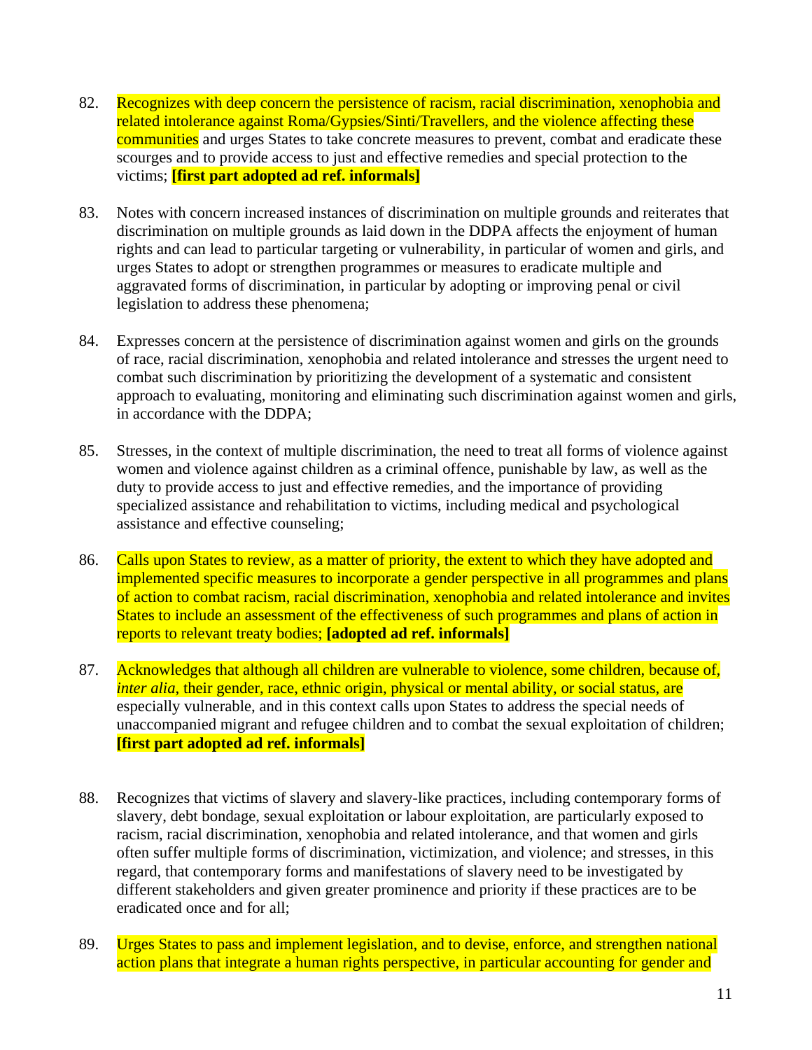82. Recognizes with deep concern the persistence of racism, racial discrimination, xenophobia and related intolerance against Roma/Gypsies/Sinti/Travellers, and the violence affecting these communities and urges States to take concrete measures to prevent, combat and eradicate these scourges and to provide access to just and effective remedies and special protection to the victims; **[first part adopted ad ref. informals]**

83. Notes with concern increased instances of discrimination on multiple grounds and reiterates that discrimination on multiple grounds as laid down in the DDPA affects the enjoyment of human rights and can lead to particular targeting or vulnerability, in particular of women and girls, and urges States to adopt or strengthen programmes or measures to eradicate multiple and aggravated forms of discrimination, in particular by adopting or improving penal or civil legislation to address these phenomena;

84. Expresses concern at the persistence of discrimination against women and girls on the grounds of race, racial discrimination, xenophobia and related intolerance and stresses the urgent need to combat such discrimination by prioritizing the development of a systematic and consistent approach to evaluating, monitoring and eliminating such discrimination against women and girls, in accordance with the DDPA;

85. Stresses, in the context of multiple discrimination, the need to treat all forms of violence against women and violence against children as a criminal offence, punishable by law, as well as the duty to provide access to just and effective remedies, and the importance of providing specialized assistance and rehabilitation to victims, including medical and psychological assistance and effective counseling;

86. Calls upon States to review, as a matter of priority, the extent to which they have adopted and implemented specific measures to incorporate a gender perspective in all programmes and plans of action to combat racism, racial discrimination, xenophobia and related intolerance and invites States to include an assessment of the effectiveness of such programmes and plans of action in reports to relevant treaty bodies; **[adopted ad ref. informals]**

87. Acknowledges that although all children are vulnerable to violence, some children, because of, *inter alia*, their gender, race, ethnic origin, physical or mental ability, or social status, are especially vulnerable, and in this context calls upon States to address the special needs of unaccompanied migrant and refugee children and to combat the sexual exploitation of children; **[first part adopted ad ref. informals]**

88. Recognizes that victims of slavery and slavery-like practices, including contemporary forms of slavery, debt bondage, sexual exploitation or labour exploitation, are particularly exposed to racism, racial discrimination, xenophobia and related intolerance, and that women and girls often suffer multiple forms of discrimination, victimization, and violence; and stresses, in this regard, that contemporary forms and manifestations of slavery need to be investigated by different stakeholders and given greater prominence and priority if these practices are to be eradicated once and for all;

89. Urges States to pass and implement legislation, and to devise, enforce, and strengthen national action plans that integrate a human rights perspective, in particular accounting for gender and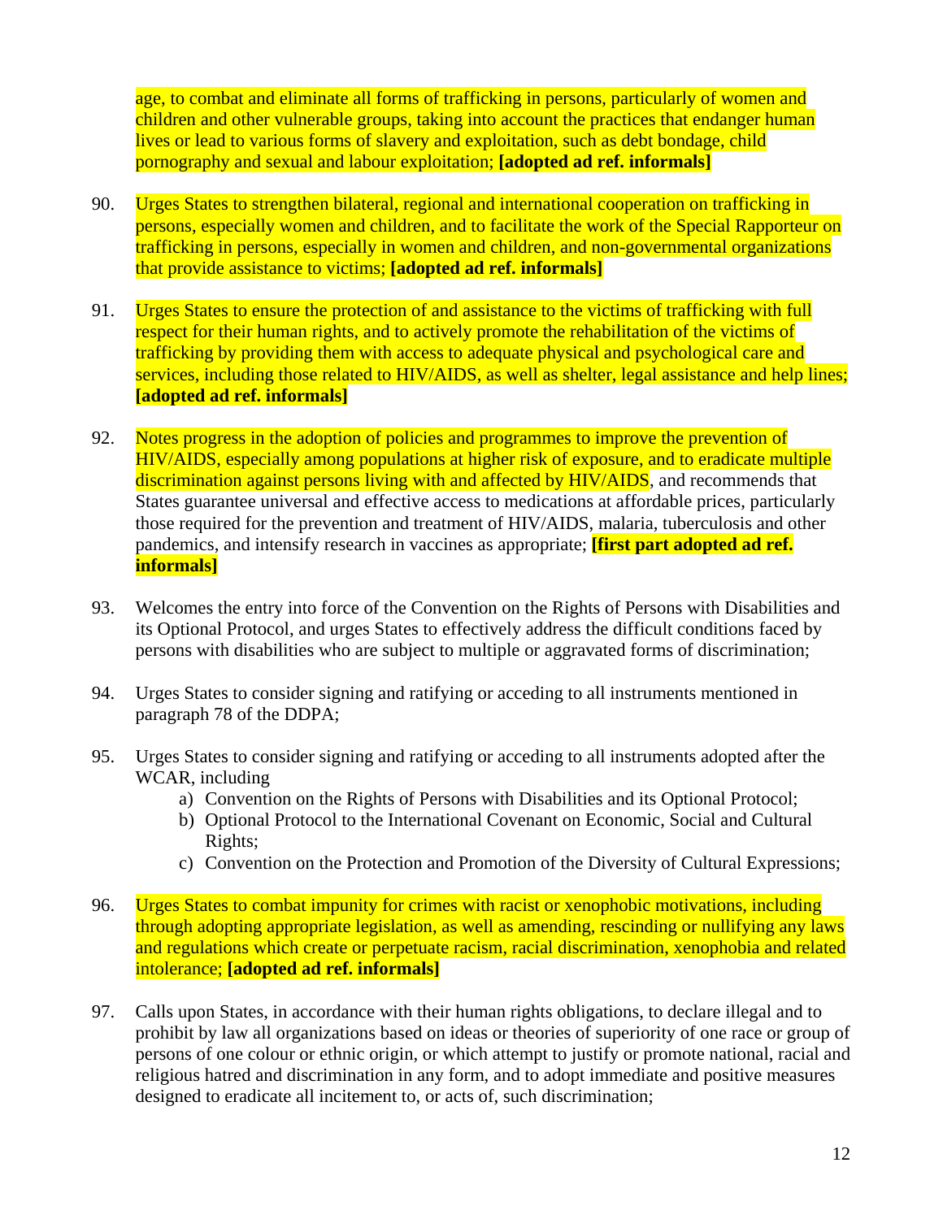age, to combat and eliminate all forms of trafficking in persons, particularly of women and children and other vulnerable groups, taking into account the practices that endanger human lives or lead to various forms of slavery and exploitation, such as debt bondage, child pornography and sexual and labour exploitation; **[adopted ad ref. informals]**

90. Urges States to strengthen bilateral, regional and international cooperation on trafficking in persons, especially women and children, and to facilitate the work of the Special Rapporteur on trafficking in persons, especially in women and children, and non-governmental organizations that provide assistance to victims; **[adopted ad ref. informals]**

91. Urges States to ensure the protection of and assistance to the victims of trafficking with full respect for their human rights, and to actively promote the rehabilitation of the victims of trafficking by providing them with access to adequate physical and psychological care and services, including those related to HIV/AIDS, as well as shelter, legal assistance and help lines; **[adopted ad ref. informals]**

92. Notes progress in the adoption of policies and programmes to improve the prevention of HIV/AIDS, especially among populations at higher risk of exposure, and to eradicate multiple discrimination against persons living with and affected by HIV/AIDS, and recommends that States guarantee universal and effective access to medications at affordable prices, particularly those required for the prevention and treatment of HIV/AIDS, malaria, tuberculosis and other pandemics, and intensify research in vaccines as appropriate; **[first part adopted ad ref. informals]**

93. Welcomes the entry into force of the Convention on the Rights of Persons with Disabilities and its Optional Protocol, and urges States to effectively address the difficult conditions faced by persons with disabilities who are subject to multiple or aggravated forms of discrimination;

94. Urges States to consider signing and ratifying or acceding to all instruments mentioned in paragraph 78 of the DDPA;

95. Urges States to consider signing and ratifying or acceding to all instruments adopted after the WCAR, including
    a) Convention on the Rights of Persons with Disabilities and its Optional Protocol;
    b) Optional Protocol to the International Covenant on Economic, Social and Cultural Rights;
    c) Convention on the Protection and Promotion of the Diversity of Cultural Expressions;

96. Urges States to combat impunity for crimes with racist or xenophobic motivations, including through adopting appropriate legislation, as well as amending, rescinding or nullifying any laws and regulations which create or perpetuate racism, racial discrimination, xenophobia and related intolerance; **[adopted ad ref. informals]**

97. Calls upon States, in accordance with their human rights obligations, to declare illegal and to prohibit by law all organizations based on ideas or theories of superiority of one race or group of persons of one colour or ethnic origin, or which attempt to justify or promote national, racial and religious hatred and discrimination in any form, and to adopt immediate and positive measures designed to eradicate all incitement to, or acts of, such discrimination;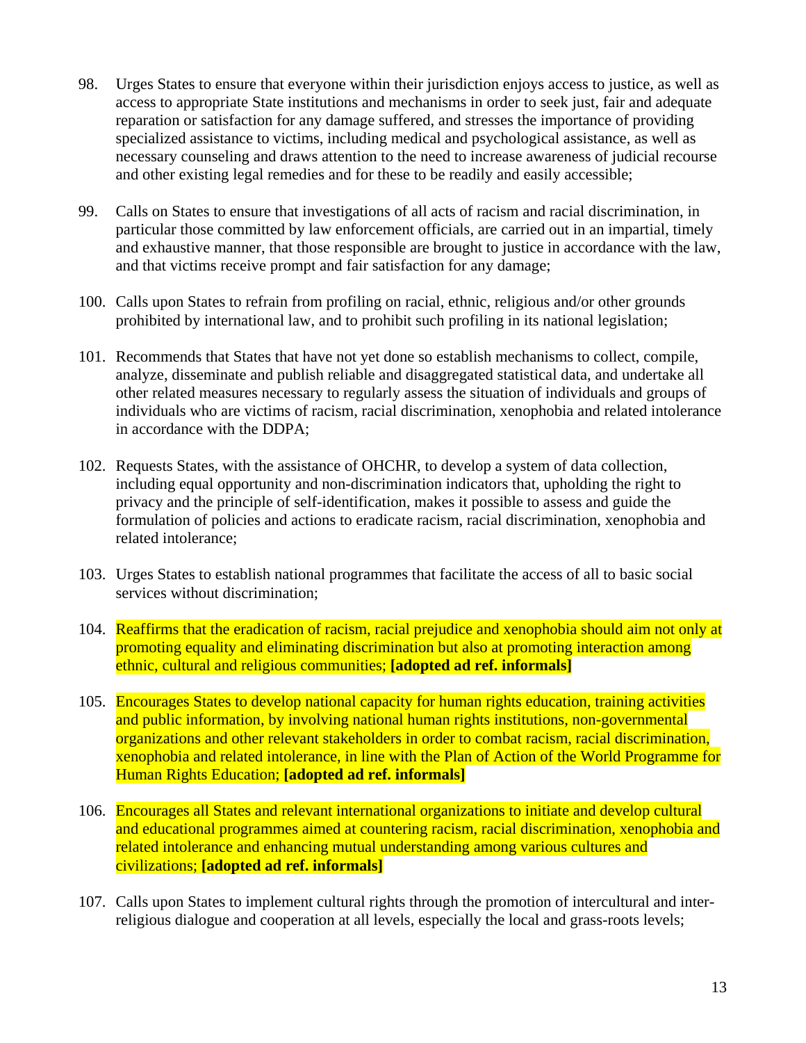98. Urges States to ensure that everyone within their jurisdiction enjoys access to justice, as well as access to appropriate State institutions and mechanisms in order to seek just, fair and adequate reparation or satisfaction for any damage suffered, and stresses the importance of providing specialized assistance to victims, including medical and psychological assistance, as well as necessary counseling and draws attention to the need to increase awareness of judicial recourse and other existing legal remedies and for these to be readily and easily accessible;

99. Calls on States to ensure that investigations of all acts of racism and racial discrimination, in particular those committed by law enforcement officials, are carried out in an impartial, timely and exhaustive manner, that those responsible are brought to justice in accordance with the law, and that victims receive prompt and fair satisfaction for any damage;

100. Calls upon States to refrain from profiling on racial, ethnic, religious and/or other grounds prohibited by international law, and to prohibit such profiling in its national legislation;

101. Recommends that States that have not yet done so establish mechanisms to collect, compile, analyze, disseminate and publish reliable and disaggregated statistical data, and undertake all other related measures necessary to regularly assess the situation of individuals and groups of individuals who are victims of racism, racial discrimination, xenophobia and related intolerance in accordance with the DDPA;

102. Requests States, with the assistance of OHCHR, to develop a system of data collection, including equal opportunity and non-discrimination indicators that, upholding the right to privacy and the principle of self-identification, makes it possible to assess and guide the formulation of policies and actions to eradicate racism, racial discrimination, xenophobia and related intolerance;

103. Urges States to establish national programmes that facilitate the access of all to basic social services without discrimination;

104. Reaffirms that the eradication of racism, racial prejudice and xenophobia should aim not only at promoting equality and eliminating discrimination but also at promoting interaction among ethnic, cultural and religious communities; **[adopted ad ref. informals]**

105. Encourages States to develop national capacity for human rights education, training activities and public information, by involving national human rights institutions, non-governmental organizations and other relevant stakeholders in order to combat racism, racial discrimination, xenophobia and related intolerance, in line with the Plan of Action of the World Programme for Human Rights Education; **[adopted ad ref. informals]**

106. Encourages all States and relevant international organizations to initiate and develop cultural and educational programmes aimed at countering racism, racial discrimination, xenophobia and related intolerance and enhancing mutual understanding among various cultures and civilizations; **[adopted ad ref. informals]**

107. Calls upon States to implement cultural rights through the promotion of intercultural and inter-religious dialogue and cooperation at all levels, especially the local and grass-roots levels;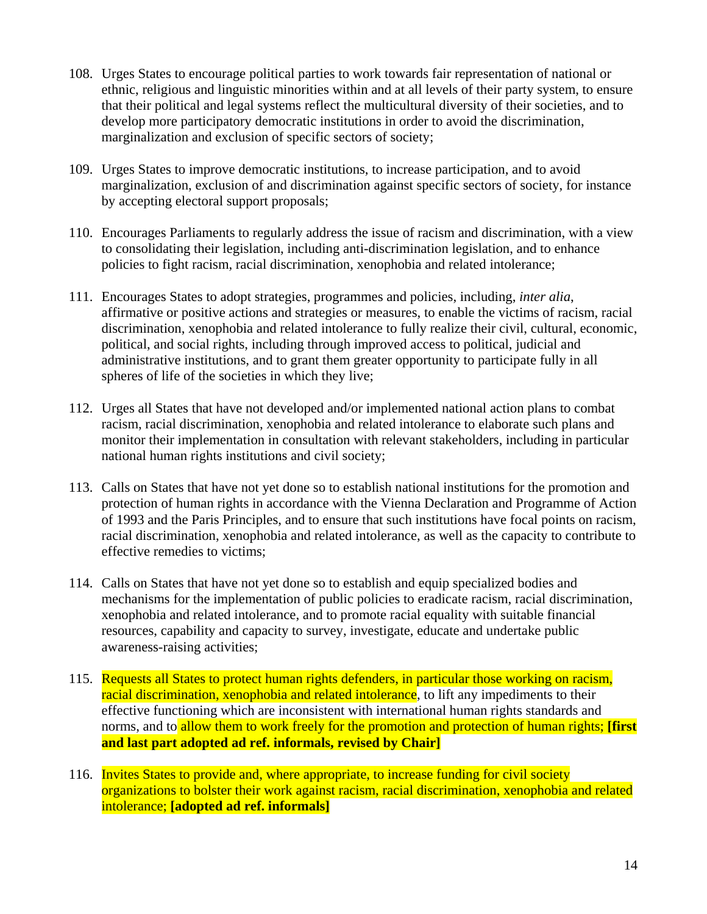108. Urges States to encourage political parties to work towards fair representation of national or ethnic, religious and linguistic minorities within and at all levels of their party system, to ensure that their political and legal systems reflect the multicultural diversity of their societies, and to develop more participatory democratic institutions in order to avoid the discrimination, marginalization and exclusion of specific sectors of society;

109. Urges States to improve democratic institutions, to increase participation, and to avoid marginalization, exclusion of and discrimination against specific sectors of society, for instance by accepting electoral support proposals;

110. Encourages Parliaments to regularly address the issue of racism and discrimination, with a view to consolidating their legislation, including anti-discrimination legislation, and to enhance policies to fight racism, racial discrimination, xenophobia and related intolerance;

111. Encourages States to adopt strategies, programmes and policies, including, *inter alia*, affirmative or positive actions and strategies or measures, to enable the victims of racism, racial discrimination, xenophobia and related intolerance to fully realize their civil, cultural, economic, political, and social rights, including through improved access to political, judicial and administrative institutions, and to grant them greater opportunity to participate fully in all spheres of life of the societies in which they live;

112. Urges all States that have not developed and/or implemented national action plans to combat racism, racial discrimination, xenophobia and related intolerance to elaborate such plans and monitor their implementation in consultation with relevant stakeholders, including in particular national human rights institutions and civil society;

113. Calls on States that have not yet done so to establish national institutions for the promotion and protection of human rights in accordance with the Vienna Declaration and Programme of Action of 1993 and the Paris Principles, and to ensure that such institutions have focal points on racism, racial discrimination, xenophobia and related intolerance, as well as the capacity to contribute to effective remedies to victims;

114. Calls on States that have not yet done so to establish and equip specialized bodies and mechanisms for the implementation of public policies to eradicate racism, racial discrimination, xenophobia and related intolerance, and to promote racial equality with suitable financial resources, capability and capacity to survey, investigate, educate and undertake public awareness-raising activities;

115. Requests all States to protect human rights defenders, in particular those working on racism, racial discrimination, xenophobia and related intolerance, to lift any impediments to their effective functioning which are inconsistent with international human rights standards and norms, and to allow them to work freely for the promotion and protection of human rights; **[first and last part adopted ad ref. informals, revised by Chair]**

116. Invites States to provide and, where appropriate, to increase funding for civil society organizations to bolster their work against racism, racial discrimination, xenophobia and related intolerance; **[adopted ad ref. informals]**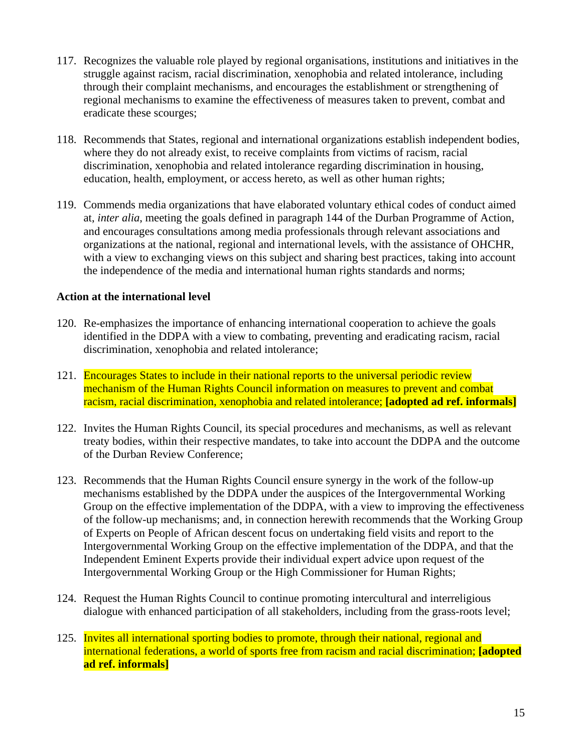117. Recognizes the valuable role played by regional organisations, institutions and initiatives in the struggle against racism, racial discrimination, xenophobia and related intolerance, including through their complaint mechanisms, and encourages the establishment or strengthening of regional mechanisms to examine the effectiveness of measures taken to prevent, combat and eradicate these scourges;

118. Recommends that States, regional and international organizations establish independent bodies, where they do not already exist, to receive complaints from victims of racism, racial discrimination, xenophobia and related intolerance regarding discrimination in housing, education, health, employment, or access hereto, as well as other human rights;

119. Commends media organizations that have elaborated voluntary ethical codes of conduct aimed at, *inter alia*, meeting the goals defined in paragraph 144 of the Durban Programme of Action, and encourages consultations among media professionals through relevant associations and organizations at the national, regional and international levels, with the assistance of OHCHR, with a view to exchanging views on this subject and sharing best practices, taking into account the independence of the media and international human rights standards and norms;

**Action at the international level**

120. Re-emphasizes the importance of enhancing international cooperation to achieve the goals identified in the DDPA with a view to combating, preventing and eradicating racism, racial discrimination, xenophobia and related intolerance;

121. Encourages States to include in their national reports to the universal periodic review mechanism of the Human Rights Council information on measures to prevent and combat racism, racial discrimination, xenophobia and related intolerance; **[adopted ad ref. informals]**

122. Invites the Human Rights Council, its special procedures and mechanisms, as well as relevant treaty bodies, within their respective mandates, to take into account the DDPA and the outcome of the Durban Review Conference;

123. Recommends that the Human Rights Council ensure synergy in the work of the follow-up mechanisms established by the DDPA under the auspices of the Intergovernmental Working Group on the effective implementation of the DDPA, with a view to improving the effectiveness of the follow-up mechanisms; and, in connection herewith recommends that the Working Group of Experts on People of African descent focus on undertaking field visits and report to the Intergovernmental Working Group on the effective implementation of the DDPA, and that the Independent Eminent Experts provide their individual expert advice upon request of the Intergovernmental Working Group or the High Commissioner for Human Rights;

124. Request the Human Rights Council to continue promoting intercultural and interreligious dialogue with enhanced participation of all stakeholders, including from the grass-roots level;

125. Invites all international sporting bodies to promote, through their national, regional and international federations, a world of sports free from racism and racial discrimination; **[adopted ad ref. informals]**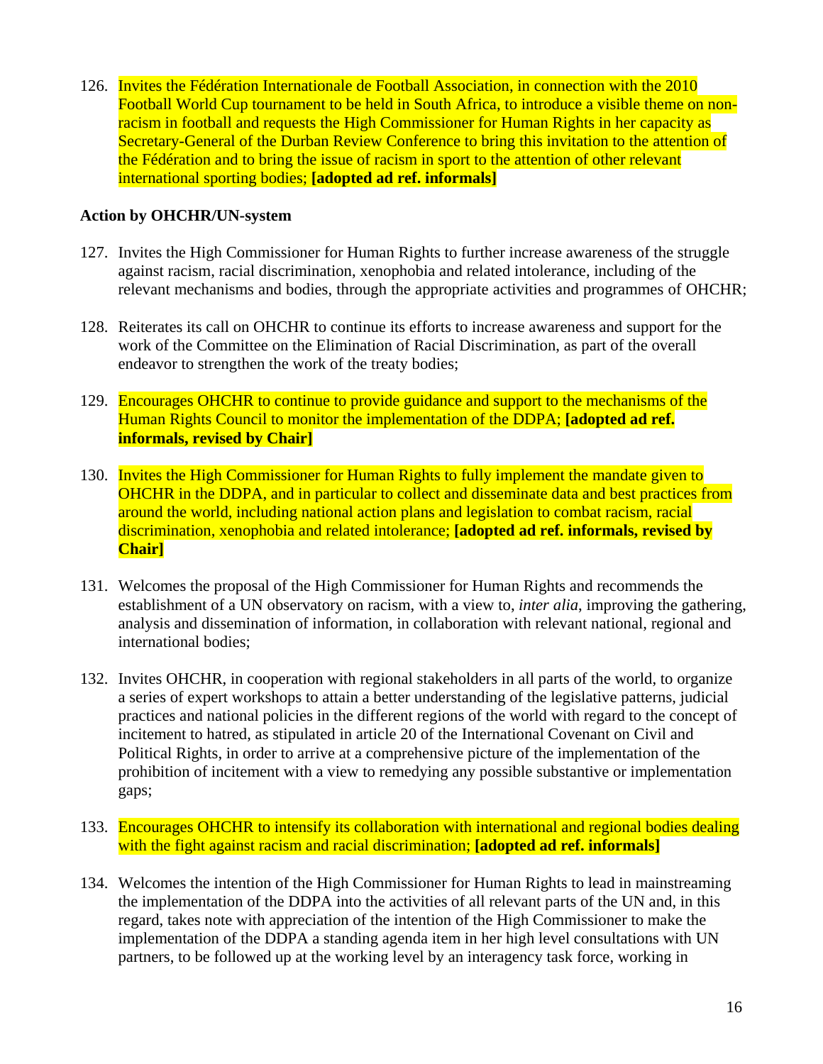126. Invites the Fédération Internationale de Football Association, in connection with the 2010 Football World Cup tournament to be held in South Africa, to introduce a visible theme on non-racism in football and requests the High Commissioner for Human Rights in her capacity as Secretary-General of the Durban Review Conference to bring this invitation to the attention of the Fédération and to bring the issue of racism in sport to the attention of other relevant international sporting bodies; **[adopted ad ref. informals]**

**Action by OHCHR/UN-system**

127. Invites the High Commissioner for Human Rights to further increase awareness of the struggle against racism, racial discrimination, xenophobia and related intolerance, including of the relevant mechanisms and bodies, through the appropriate activities and programmes of OHCHR;

128. Reiterates its call on OHCHR to continue its efforts to increase awareness and support for the work of the Committee on the Elimination of Racial Discrimination, as part of the overall endeavor to strengthen the work of the treaty bodies;

129. Encourages OHCHR to continue to provide guidance and support to the mechanisms of the Human Rights Council to monitor the implementation of the DDPA; **[adopted ad ref. informals, revised by Chair]**

130. Invites the High Commissioner for Human Rights to fully implement the mandate given to OHCHR in the DDPA, and in particular to collect and disseminate data and best practices from around the world, including national action plans and legislation to combat racism, racial discrimination, xenophobia and related intolerance; **[adopted ad ref. informals, revised by Chair]**

131. Welcomes the proposal of the High Commissioner for Human Rights and recommends the establishment of a UN observatory on racism, with a view to, *inter alia*, improving the gathering, analysis and dissemination of information, in collaboration with relevant national, regional and international bodies;

132. Invites OHCHR, in cooperation with regional stakeholders in all parts of the world, to organize a series of expert workshops to attain a better understanding of the legislative patterns, judicial practices and national policies in the different regions of the world with regard to the concept of incitement to hatred, as stipulated in article 20 of the International Covenant on Civil and Political Rights, in order to arrive at a comprehensive picture of the implementation of the prohibition of incitement with a view to remedying any possible substantive or implementation gaps;

133. Encourages OHCHR to intensify its collaboration with international and regional bodies dealing with the fight against racism and racial discrimination; **[adopted ad ref. informals]**

134. Welcomes the intention of the High Commissioner for Human Rights to lead in mainstreaming the implementation of the DDPA into the activities of all relevant parts of the UN and, in this regard, takes note with appreciation of the intention of the High Commissioner to make the implementation of the DDPA a standing agenda item in her high level consultations with UN partners, to be followed up at the working level by an interagency task force, working in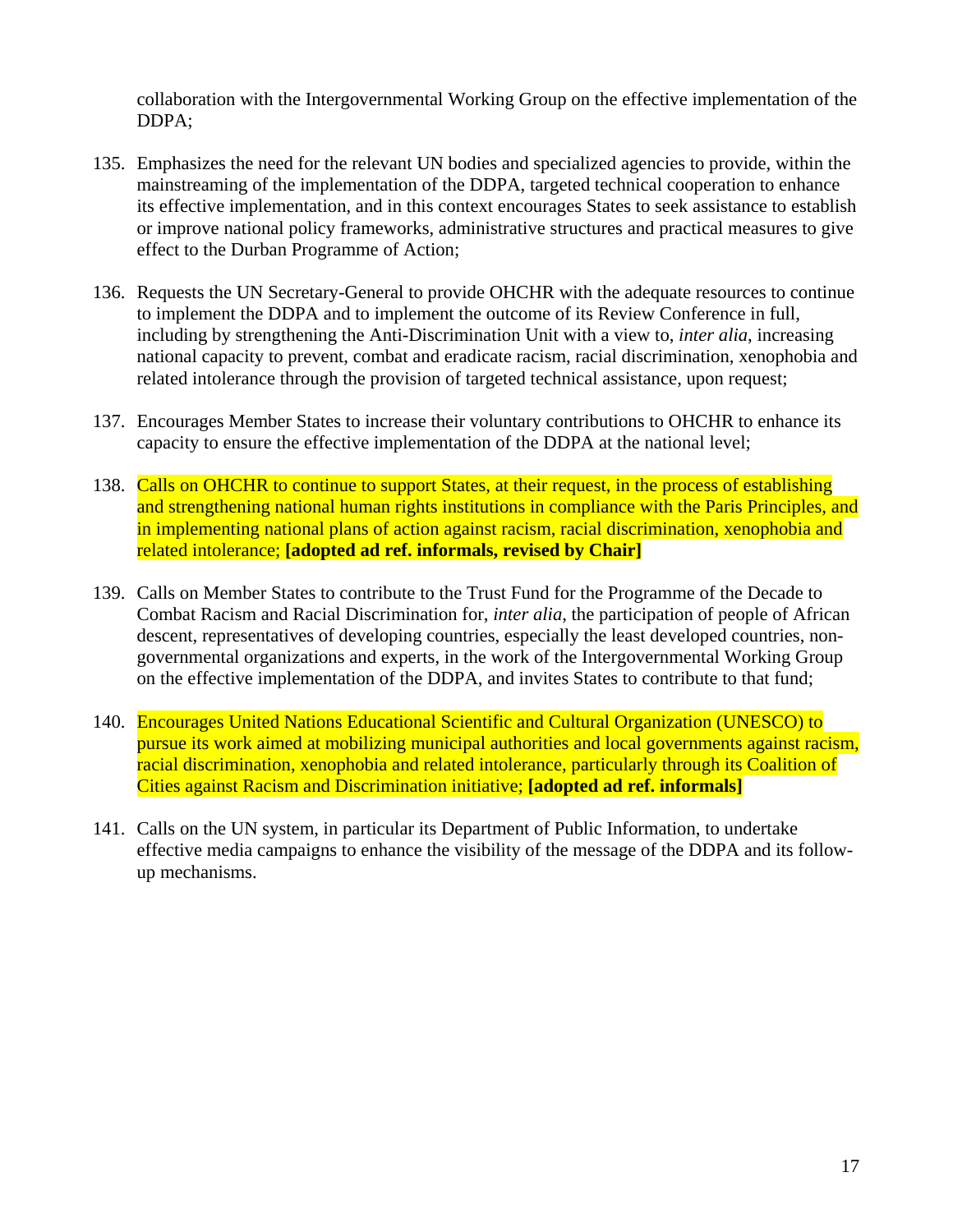collaboration with the Intergovernmental Working Group on the effective implementation of the DDPA;

135. Emphasizes the need for the relevant UN bodies and specialized agencies to provide, within the mainstreaming of the implementation of the DDPA, targeted technical cooperation to enhance its effective implementation, and in this context encourages States to seek assistance to establish or improve national policy frameworks, administrative structures and practical measures to give effect to the Durban Programme of Action;

136. Requests the UN Secretary-General to provide OHCHR with the adequate resources to continue to implement the DDPA and to implement the outcome of its Review Conference in full, including by strengthening the Anti-Discrimination Unit with a view to, *inter alia*, increasing national capacity to prevent, combat and eradicate racism, racial discrimination, xenophobia and related intolerance through the provision of targeted technical assistance, upon request;

137. Encourages Member States to increase their voluntary contributions to OHCHR to enhance its capacity to ensure the effective implementation of the DDPA at the national level;

138. Calls on OHCHR to continue to support States, at their request, in the process of establishing and strengthening national human rights institutions in compliance with the Paris Principles, and in implementing national plans of action against racism, racial discrimination, xenophobia and related intolerance; **[adopted ad ref. informals, revised by Chair]**

139. Calls on Member States to contribute to the Trust Fund for the Programme of the Decade to Combat Racism and Racial Discrimination for, *inter alia*, the participation of people of African descent, representatives of developing countries, especially the least developed countries, non-governmental organizations and experts, in the work of the Intergovernmental Working Group on the effective implementation of the DDPA, and invites States to contribute to that fund;

140. Encourages United Nations Educational Scientific and Cultural Organization (UNESCO) to pursue its work aimed at mobilizing municipal authorities and local governments against racism, racial discrimination, xenophobia and related intolerance, particularly through its Coalition of Cities against Racism and Discrimination initiative; **[adopted ad ref. informals]**

141. Calls on the UN system, in particular its Department of Public Information, to undertake effective media campaigns to enhance the visibility of the message of the DDPA and its follow-up mechanisms.